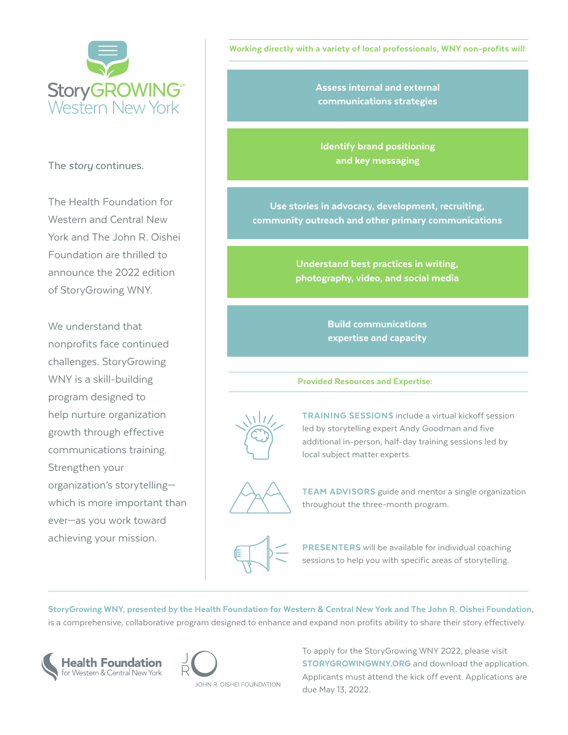# StoryGROWING℠ Western New York

The *story* continues.

The Health Foundation for Western and Central New York and The John R. Oishei Foundation are thrilled to announce the 2022 edition of StoryGrowing WNY.

We understand that nonprofits face continued challenges. StoryGrowing WNY is a skill-building program designed to help nurture organization growth through effective communications training. Strengthen your organization's storytelling—which is more important than ever—as you work toward achieving your mission.

**Working directly with a variety of local professionals, WNY non-profits will:**

- **Assess internal and external communications strategies**
- **Identify brand positioning and key messaging**
- **Use stories in advocacy, development, recruiting, community outreach and other primary communications**
- **Understand best practices in writing, photography, video, and social media**
- **Build communications expertise and capacity**

**Provided Resources and Expertise:**

**TRAINING SESSIONS** include a virtual kickoff session led by storytelling expert Andy Goodman and five additional in-person, half-day training sessions led by local subject matter experts.

**TEAM ADVISORS** guide and mentor a single organization throughout the three-month program.

**PRESENTERS** will be available for individual coaching sessions to help you with specific areas of storytelling.

**StoryGrowing WNY, presented by the Health Foundation for Western & Central New York and The John R. Oishei Foundation,** is a comprehensive, collaborative program designed to enhance and expand non profits ability to share their story effectively.

Health Foundation for Western & Central New York

JOHN R. OISHEI FOUNDATION

To apply for the StoryGrowing WNY 2022, please visit **STORYGROWINGWNY.ORG** and download the application. Applicants must attend the kick off event. Applications are due May 13, 2022.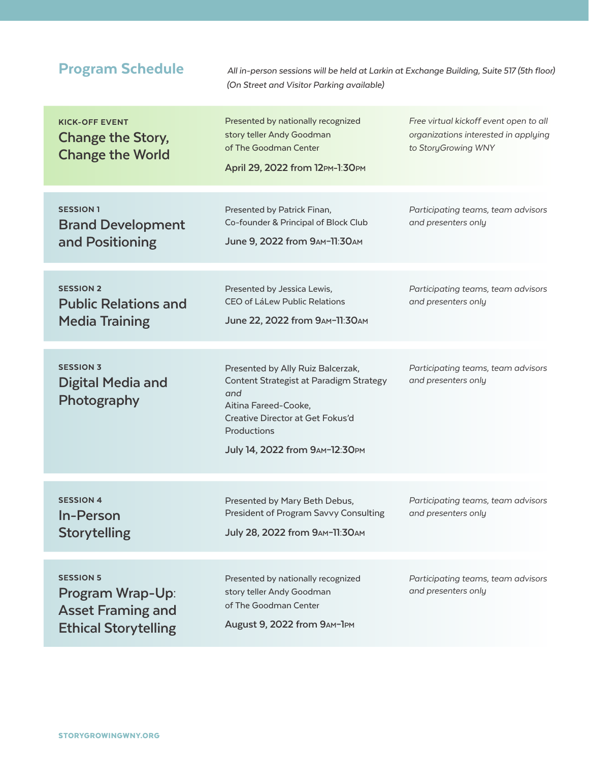## Program Schedule

*All in-person sessions will be held at Larkin at Exchange Building, Suite 517 (5th floor)*
*(On Street and Visitor Parking available)*

### KICK-OFF EVENT
### Change the Story, Change the World

Presented by nationally recognized story teller Andy Goodman of The Goodman Center

**April 29, 2022 from 12PM–1:30PM**

*Free virtual kickoff event open to all organizations interested in applying to StoryGrowing WNY*

### SESSION 1
### Brand Development and Positioning

Presented by Patrick Finan, Co-founder & Principal of Block Club

**June 9, 2022 from 9AM–11:30AM**

*Participating teams, team advisors and presenters only*

### SESSION 2
### Public Relations and Media Training

Presented by Jessica Lewis, CEO of LáLew Public Relations

**June 22, 2022 from 9AM–11:30AM**

*Participating teams, team advisors and presenters only*

### SESSION 3
### Digital Media and Photography

Presented by Ally Ruiz Balcerzak, Content Strategist at Paradigm Strategy *and* Aitina Fareed-Cooke, Creative Director at Get Fokus'd Productions

**July 14, 2022 from 9AM–12:30PM**

*Participating teams, team advisors and presenters only*

### SESSION 4
### In-Person Storytelling

Presented by Mary Beth Debus, President of Program Savvy Consulting

**July 28, 2022 from 9AM–11:30AM**

*Participating teams, team advisors and presenters only*

### SESSION 5
### Program Wrap-Up: Asset Framing and Ethical Storytelling

Presented by nationally recognized story teller Andy Goodman of The Goodman Center

**August 9, 2022 from 9AM–1PM**

*Participating teams, team advisors and presenters only*

STORYGROWINGWNY.ORG